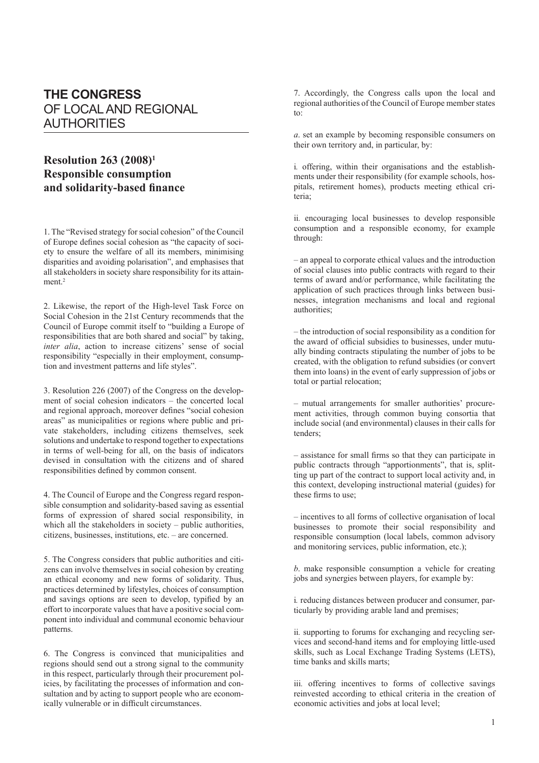# THE CONGRESS OF LOCAL AND REGIONAL AUTHORITIES

## Resolution 263 (2008)[1] Responsible consumption and solidarity-based finance

1. The "Revised strategy for social cohesion" of the Council of Europe defines social cohesion as "the capacity of society to ensure the welfare of all its members, minimising disparities and avoiding polarisation", and emphasises that all stakeholders in society share responsibility for its attainment.[2]

2. Likewise, the report of the High-level Task Force on Social Cohesion in the 21st Century recommends that the Council of Europe commit itself to "building a Europe of responsibilities that are both shared and social" by taking, *inter alia*, action to increase citizens' sense of social responsibility "especially in their employment, consumption and investment patterns and life styles".

3. Resolution 226 (2007) of the Congress on the development of social cohesion indicators – the concerted local and regional approach, moreover defines "social cohesion areas" as municipalities or regions where public and private stakeholders, including citizens themselves, seek solutions and undertake to respond together to expectations in terms of well-being for all, on the basis of indicators devised in consultation with the citizens and of shared responsibilities defined by common consent.

4. The Council of Europe and the Congress regard responsible consumption and solidarity-based saving as essential forms of expression of shared social responsibility, in which all the stakeholders in society – public authorities, citizens, businesses, institutions, etc. – are concerned.

5. The Congress considers that public authorities and citizens can involve themselves in social cohesion by creating an ethical economy and new forms of solidarity. Thus, practices determined by lifestyles, choices of consumption and savings options are seen to develop, typified by an effort to incorporate values that have a positive social component into individual and communal economic behaviour patterns.

6. The Congress is convinced that municipalities and regions should send out a strong signal to the community in this respect, particularly through their procurement policies, by facilitating the processes of information and consultation and by acting to support people who are economically vulnerable or in difficult circumstances.

7. Accordingly, the Congress calls upon the local and regional authorities of the Council of Europe member states to:

*a*. set an example by becoming responsible consumers on their own territory and, in particular, by:

i. offering, within their organisations and the establishments under their responsibility (for example schools, hospitals, retirement homes), products meeting ethical criteria;

ii. encouraging local businesses to develop responsible consumption and a responsible economy, for example through:

– an appeal to corporate ethical values and the introduction of social clauses into public contracts with regard to their terms of award and/or performance, while facilitating the application of such practices through links between businesses, integration mechanisms and local and regional authorities;

– the introduction of social responsibility as a condition for the award of official subsidies to businesses, under mutually binding contracts stipulating the number of jobs to be created, with the obligation to refund subsidies (or convert them into loans) in the event of early suppression of jobs or total or partial relocation;

– mutual arrangements for smaller authorities' procurement activities, through common buying consortia that include social (and environmental) clauses in their calls for tenders;

– assistance for small firms so that they can participate in public contracts through "apportionments", that is, splitting up part of the contract to support local activity and, in this context, developing instructional material (guides) for these firms to use;

– incentives to all forms of collective organisation of local businesses to promote their social responsibility and responsible consumption (local labels, common advisory and monitoring services, public information, etc.);

*b*. make responsible consumption a vehicle for creating jobs and synergies between players, for example by:

i. reducing distances between producer and consumer, particularly by providing arable land and premises;

ii. supporting to forums for exchanging and recycling services and second-hand items and for employing little-used skills, such as Local Exchange Trading Systems (LETS), time banks and skills marts;

iii. offering incentives to forms of collective savings reinvested according to ethical criteria in the creation of economic activities and jobs at local level;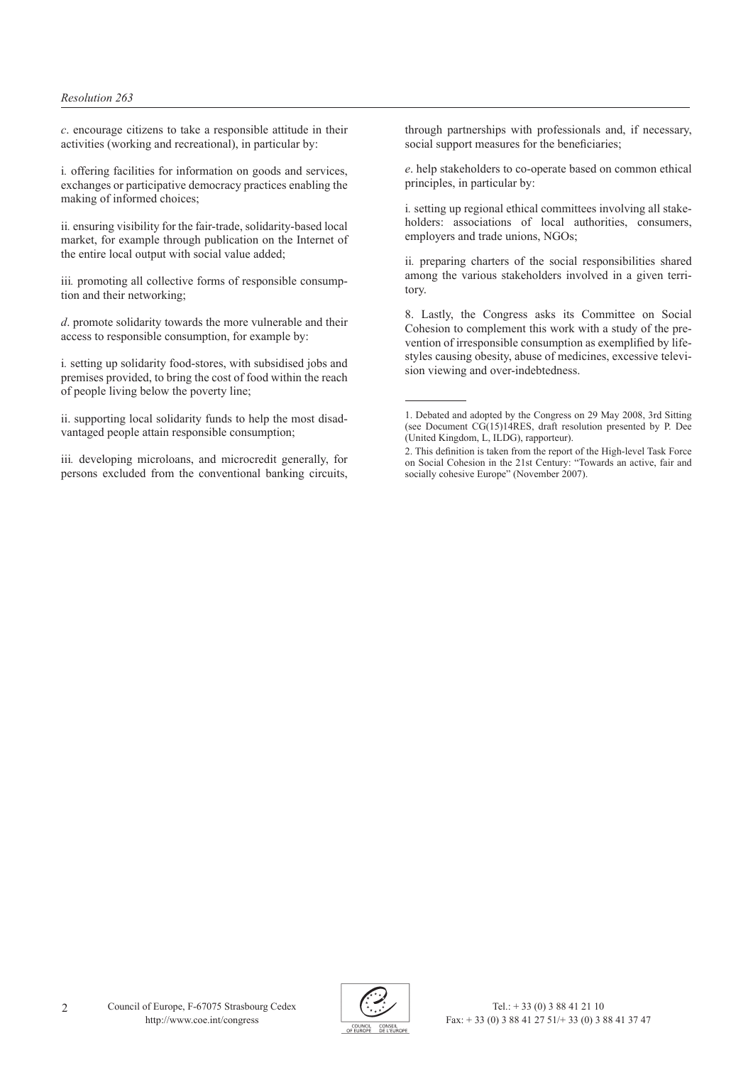*c*. encourage citizens to take a responsible attitude in their activities (working and recreational), in particular by:

i. offering facilities for information on goods and services, exchanges or participative democracy practices enabling the making of informed choices;

ii. ensuring visibility for the fair-trade, solidarity-based local market, for example through publication on the Internet of the entire local output with social value added;

iii. promoting all collective forms of responsible consumption and their networking;

*d*. promote solidarity towards the more vulnerable and their access to responsible consumption, for example by:

i. setting up solidarity food-stores, with subsidised jobs and premises provided, to bring the cost of food within the reach of people living below the poverty line;

ii. supporting local solidarity funds to help the most disadvantaged people attain responsible consumption;

iii. developing microloans, and microcredit generally, for persons excluded from the conventional banking circuits, through partnerships with professionals and, if necessary, social support measures for the beneficiaries;

*e*. help stakeholders to co-operate based on common ethical principles, in particular by:

i. setting up regional ethical committees involving all stakeholders: associations of local authorities, consumers, employers and trade unions, NGOs;

ii. preparing charters of the social responsibilities shared among the various stakeholders involved in a given territory.

8. Lastly, the Congress asks its Committee on Social Cohesion to complement this work with a study of the prevention of irresponsible consumption as exemplified by lifestyles causing obesity, abuse of medicines, excessive television viewing and over-indebtedness.

---

1. Debated and adopted by the Congress on 29 May 2008, 3rd Sitting (see Document CG(15)14RES, draft resolution presented by P. Dee (United Kingdom, L, ILDG), rapporteur).

2. This definition is taken from the report of the High-level Task Force on Social Cohesion in the 21st Century: "Towards an active, fair and socially cohesive Europe" (November 2007).